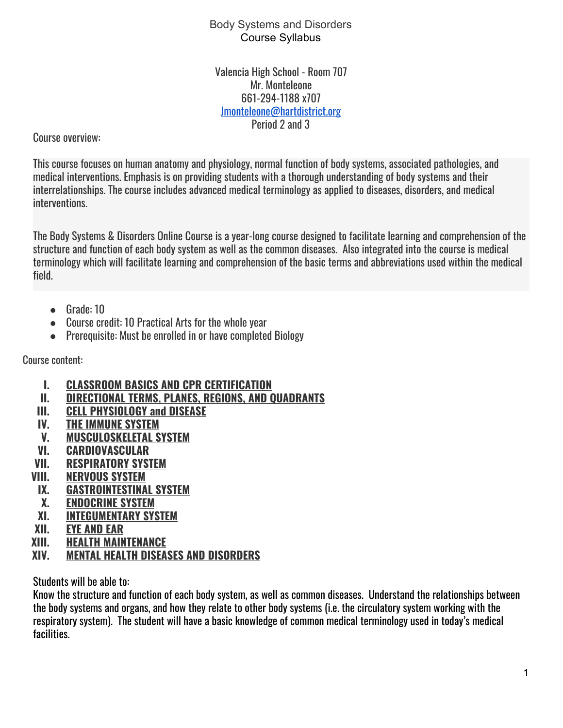# Body Systems and Disorders
## Course Syllabus

Valencia High School - Room 707
Mr. Monteleone
661-294-1188 x707
Jmonteleone@hartdistrict.org
Period 2 and 3

Course overview:

This course focuses on human anatomy and physiology, normal function of body systems, associated pathologies, and medical interventions. Emphasis is on providing students with a thorough understanding of body systems and their interrelationships. The course includes advanced medical terminology as applied to diseases, disorders, and medical interventions.

The Body Systems & Disorders Online Course is a year-long course designed to facilitate learning and comprehension of the structure and function of each body system as well as the common diseases. Also integrated into the course is medical terminology which will facilitate learning and comprehension of the basic terms and abbreviations used within the medical field.

- Grade: 10
- Course credit: 10 Practical Arts for the whole year
- Prerequisite: Must be enrolled in or have completed Biology

Course content:

I. **CLASSROOM BASICS AND CPR CERTIFICATION**
II. **DIRECTIONAL TERMS, PLANES, REGIONS, AND QUADRANTS**
III. **CELL PHYSIOLOGY and DISEASE**
IV. **THE IMMUNE SYSTEM**
V. **MUSCULOSKELETAL SYSTEM**
VI. **CARDIOVASCULAR**
VII. **RESPIRATORY SYSTEM**
VIII. **NERVOUS SYSTEM**
IX. **GASTROINTESTINAL SYSTEM**
X. **ENDOCRINE SYSTEM**
XI. **INTEGUMENTARY SYSTEM**
XII. **EYE AND EAR**
XIII. **HEALTH MAINTENANCE**
XIV. **MENTAL HEALTH DISEASES AND DISORDERS**

Students will be able to:
Know the structure and function of each body system, as well as common diseases. Understand the relationships between the body systems and organs, and how they relate to other body systems (i.e. the circulatory system working with the respiratory system). The student will have a basic knowledge of common medical terminology used in today's medical facilities.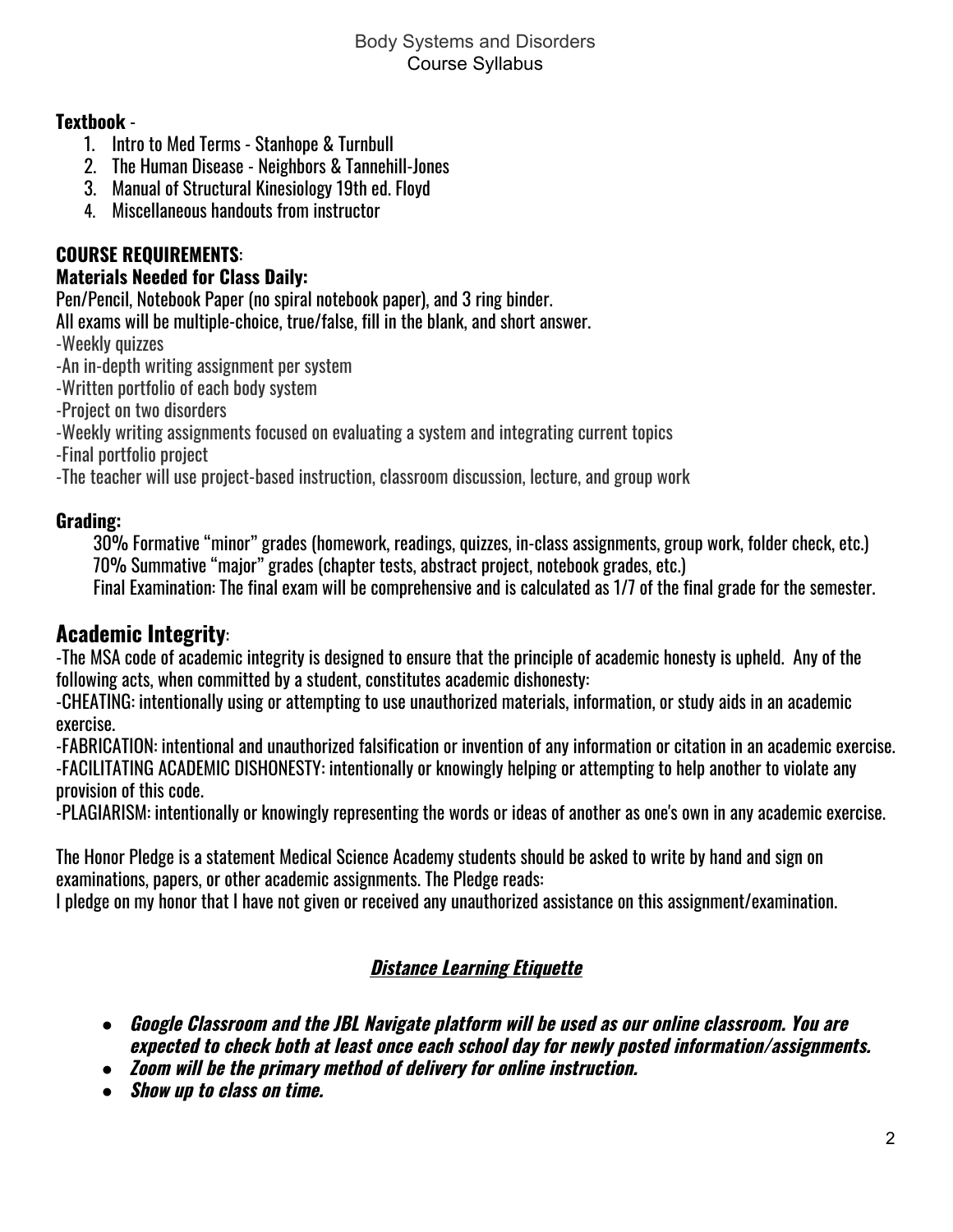**Textbook** -

1. Intro to Med Terms - Stanhope & Turnbull
2. The Human Disease - Neighbors & Tannehill-Jones
3. Manual of Structural Kinesiology 19th ed. Floyd
4. Miscellaneous handouts from instructor

**COURSE REQUIREMENTS**:

**Materials Needed for Class Daily:**

Pen/Pencil, Notebook Paper (no spiral notebook paper), and 3 ring binder.

All exams will be multiple-choice, true/false, fill in the blank, and short answer.

-Weekly quizzes

-An in-depth writing assignment per system

-Written portfolio of each body system

-Project on two disorders

-Weekly writing assignments focused on evaluating a system and integrating current topics

-Final portfolio project

-The teacher will use project-based instruction, classroom discussion, lecture, and group work

**Grading:**

30% Formative "minor" grades (homework, readings, quizzes, in-class assignments, group work, folder check, etc.)

70% Summative "major" grades (chapter tests, abstract project, notebook grades, etc.)

Final Examination: The final exam will be comprehensive and is calculated as 1/7 of the final grade for the semester.

## Academic Integrity:

-The MSA code of academic integrity is designed to ensure that the principle of academic honesty is upheld. Any of the following acts, when committed by a student, constitutes academic dishonesty:

-CHEATING: intentionally using or attempting to use unauthorized materials, information, or study aids in an academic exercise.

-FABRICATION: intentional and unauthorized falsification or invention of any information or citation in an academic exercise.

-FACILITATING ACADEMIC DISHONESTY: intentionally or knowingly helping or attempting to help another to violate any provision of this code.

-PLAGIARISM: intentionally or knowingly representing the words or ideas of another as one's own in any academic exercise.

The Honor Pledge is a statement Medical Science Academy students should be asked to write by hand and sign on examinations, papers, or other academic assignments. The Pledge reads:

I pledge on my honor that I have not given or received any unauthorized assistance on this assignment/examination.

### ***Distance Learning Etiquette***

- ***Google Classroom and the JBL Navigate platform will be used as our online classroom. You are expected to check both at least once each school day for newly posted information/assignments.***
- ***Zoom will be the primary method of delivery for online instruction.***
- ***Show up to class on time.***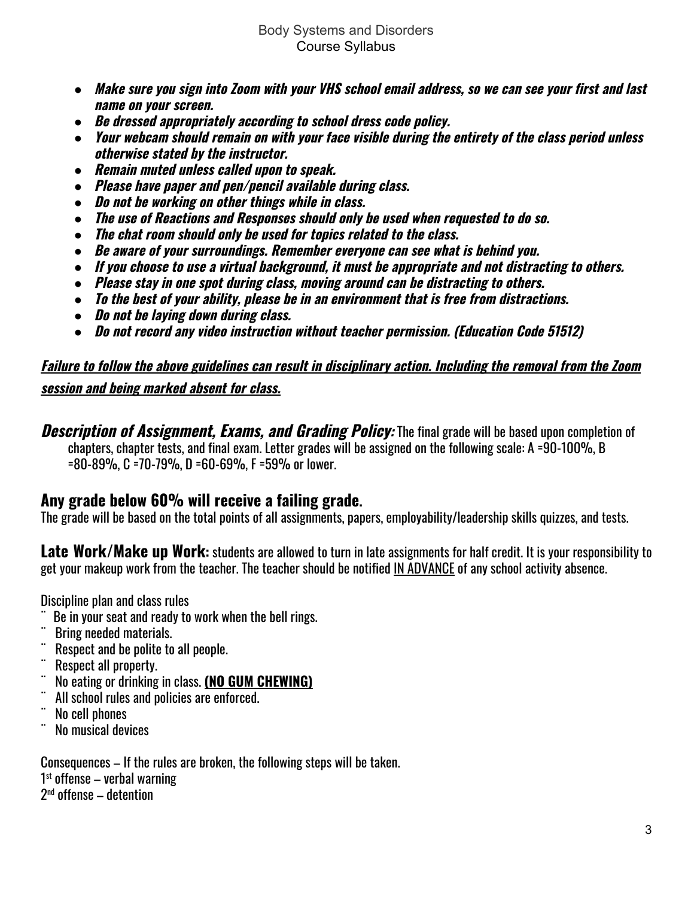- ***Make sure you sign into Zoom with your VHS school email address, so we can see your first and last name on your screen.***
- ***Be dressed appropriately according to school dress code policy.***
- ***Your webcam should remain on with your face visible during the entirety of the class period unless otherwise stated by the instructor.***
- ***Remain muted unless called upon to speak.***
- ***Please have paper and pen/pencil available during class.***
- ***Do not be working on other things while in class.***
- ***The use of Reactions and Responses should only be used when requested to do so.***
- ***The chat room should only be used for topics related to the class.***
- ***Be aware of your surroundings. Remember everyone can see what is behind you.***
- ***If you choose to use a virtual background, it must be appropriate and not distracting to others.***
- ***Please stay in one spot during class, moving around can be distracting to others.***
- ***To the best of your ability, please be in an environment that is free from distractions.***
- ***Do not be laying down during class.***
- ***Do not record any video instruction without teacher permission. (Education Code 51512)***

***<u>Failure to follow the above guidelines can result in disciplinary action. Including the removal from the Zoom session and being marked absent for class.</u>***

***Description of Assignment, Exams, and Grading Policy:*** The final grade will be based upon completion of chapters, chapter tests, and final exam. Letter grades will be assigned on the following scale: A =90-100%, B =80-89%, C =70-79%, D =60-69%, F =59% or lower.

## Any grade below 60% will receive a failing grade.

The grade will be based on the total points of all assignments, papers, employability/leadership skills quizzes, and tests.

**Late Work/Make up Work:** students are allowed to turn in late assignments for half credit. It is your responsibility to get your makeup work from the teacher. The teacher should be notified <u>IN ADVANCE</u> of any school activity absence.

Discipline plan and class rules

- Be in your seat and ready to work when the bell rings.
- Bring needed materials.
- Respect and be polite to all people.
- Respect all property.
- No eating or drinking in class. **<u>(NO GUM CHEWING)</u>**
- All school rules and policies are enforced.
- No cell phones
- No musical devices

Consequences – If the rules are broken, the following steps will be taken.
1st offense – verbal warning
2nd offense – detention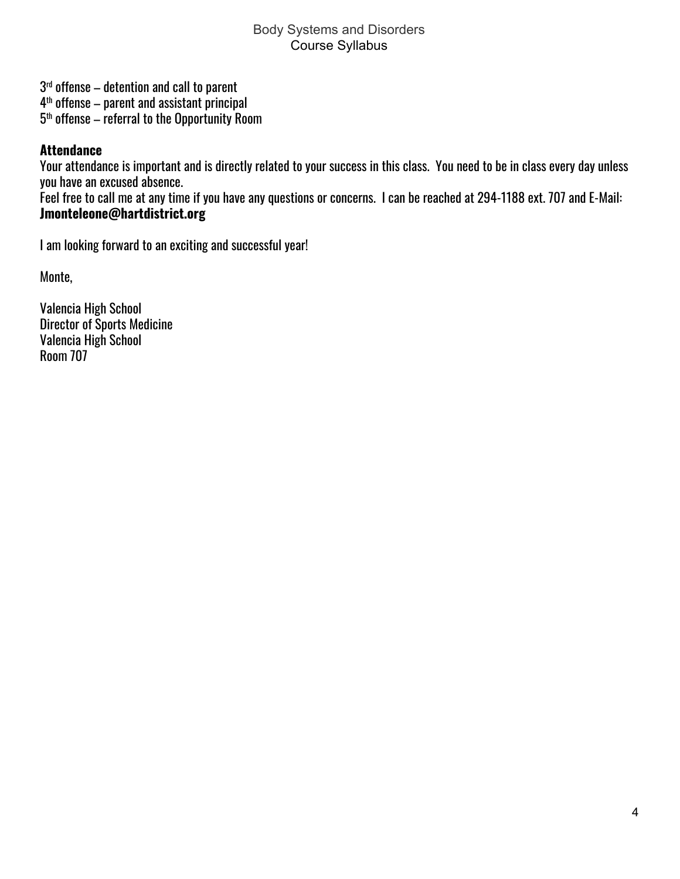3rd offense – detention and call to parent
4th offense – parent and assistant principal
5th offense – referral to the Opportunity Room

**Attendance**
Your attendance is important and is directly related to your success in this class. You need to be in class every day unless you have an excused absence.
Feel free to call me at any time if you have any questions or concerns. I can be reached at 294-1188 ext. 707 and E-Mail: **Jmonteleone@hartdistrict.org**

I am looking forward to an exciting and successful year!

Monte,

Valencia High School
Director of Sports Medicine
Valencia High School
Room 707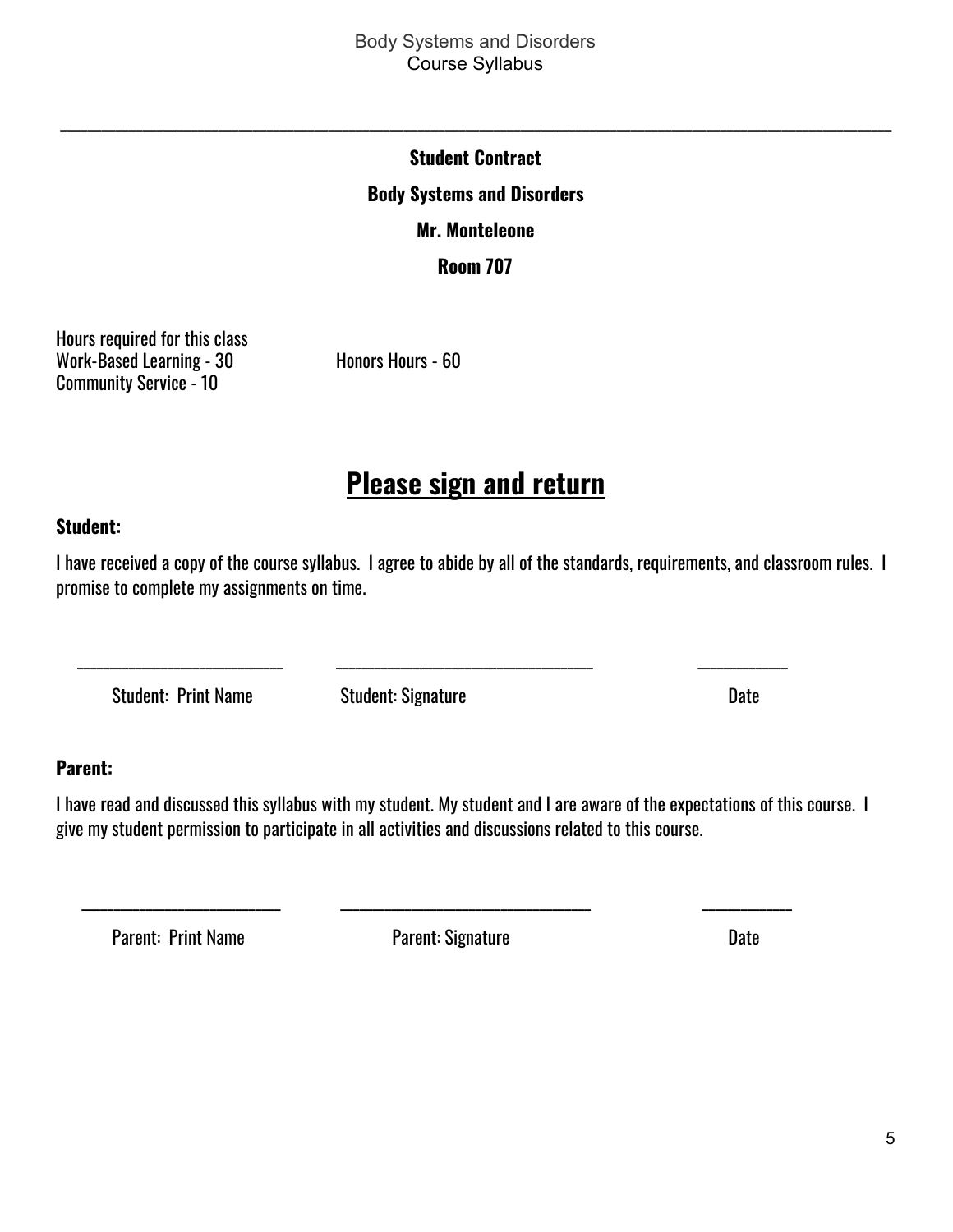**Student Contract**

**Body Systems and Disorders**

**Mr. Monteleone**

**Room 707**

Hours required for this class
Work-Based Learning - 30
Community Service - 10

Honors Hours - 60

# Please sign and return

**Student:**

I have received a copy of the course syllabus. I agree to abide by all of the standards, requirements, and classroom rules. I promise to complete my assignments on time.

| | | |
|---|---|---|
| ______________________ | ____________________________ | __________ |
| Student: Print Name | Student: Signature | Date |

**Parent:**

I have read and discussed this syllabus with my student. My student and I are aware of the expectations of this course. I give my student permission to participate in all activities and discussions related to this course.

| | | |
|---|---|---|
| ______________________ | ____________________________ | __________ |
| Parent: Print Name | Parent: Signature | Date |